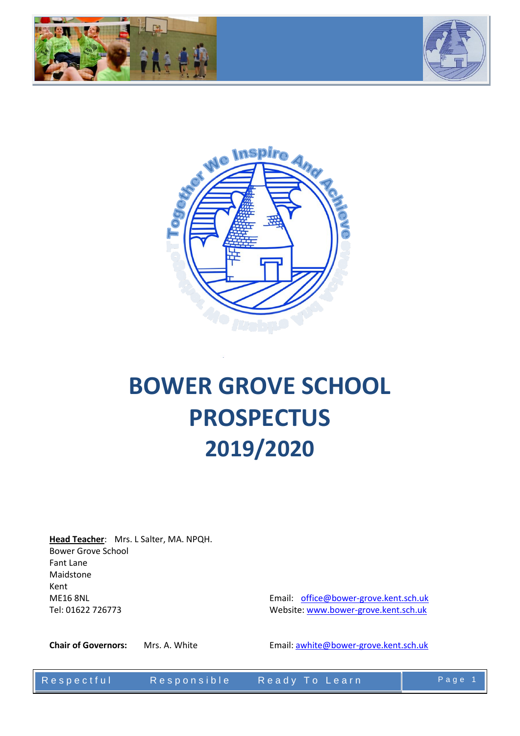# BOWER GROVE SCHOOL PROSPECTUS 2019/2020

**Head Teacher**: Mrs. L Salter, MA. NPQH.
Bower Grove School
Fant Lane
Maidstone
Kent
ME16 8NL
Tel: 01622 726773

Email: office@bower-grove.kent.sch.uk
Website: www.bower-grove.kent.sch.uk

**Chair of Governors:** Mrs. A. White

Email: awhite@bower-grove.kent.sch.uk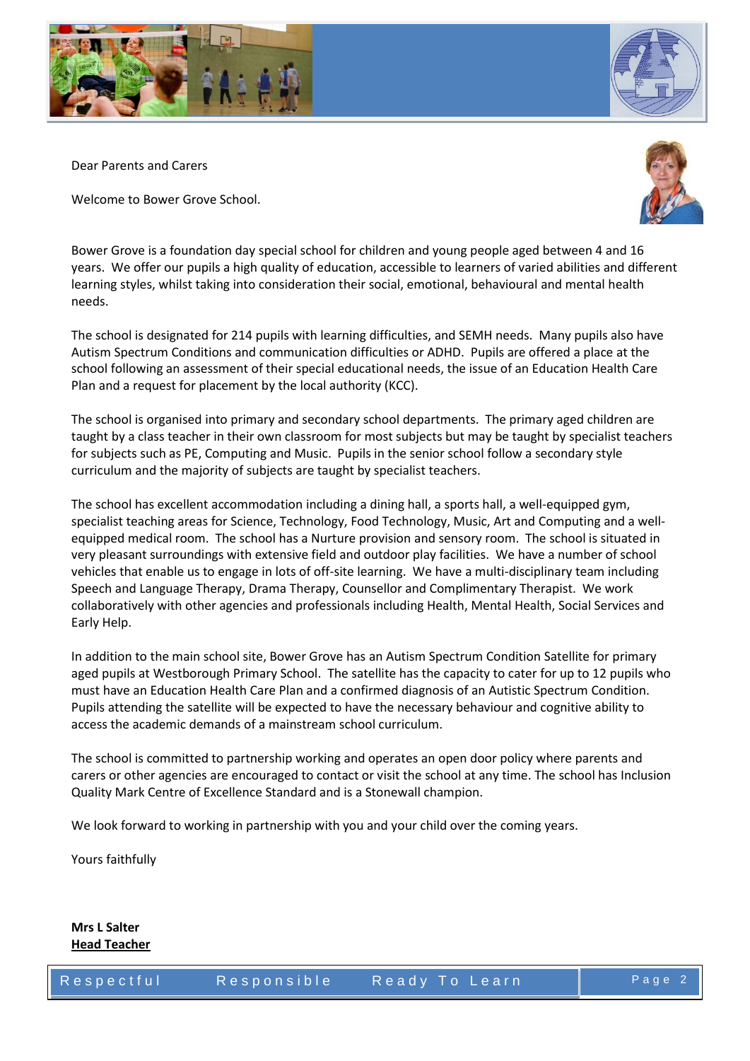Dear Parents and Carers

Welcome to Bower Grove School.

Bower Grove is a foundation day special school for children and young people aged between 4 and 16 years. We offer our pupils a high quality of education, accessible to learners of varied abilities and different learning styles, whilst taking into consideration their social, emotional, behavioural and mental health needs.

The school is designated for 214 pupils with learning difficulties, and SEMH needs. Many pupils also have Autism Spectrum Conditions and communication difficulties or ADHD. Pupils are offered a place at the school following an assessment of their special educational needs, the issue of an Education Health Care Plan and a request for placement by the local authority (KCC).

The school is organised into primary and secondary school departments. The primary aged children are taught by a class teacher in their own classroom for most subjects but may be taught by specialist teachers for subjects such as PE, Computing and Music. Pupils in the senior school follow a secondary style curriculum and the majority of subjects are taught by specialist teachers.

The school has excellent accommodation including a dining hall, a sports hall, a well-equipped gym, specialist teaching areas for Science, Technology, Food Technology, Music, Art and Computing and a well-equipped medical room. The school has a Nurture provision and sensory room. The school is situated in very pleasant surroundings with extensive field and outdoor play facilities. We have a number of school vehicles that enable us to engage in lots of off-site learning. We have a multi-disciplinary team including Speech and Language Therapy, Drama Therapy, Counsellor and Complimentary Therapist. We work collaboratively with other agencies and professionals including Health, Mental Health, Social Services and Early Help.

In addition to the main school site, Bower Grove has an Autism Spectrum Condition Satellite for primary aged pupils at Westborough Primary School. The satellite has the capacity to cater for up to 12 pupils who must have an Education Health Care Plan and a confirmed diagnosis of an Autistic Spectrum Condition. Pupils attending the satellite will be expected to have the necessary behaviour and cognitive ability to access the academic demands of a mainstream school curriculum.

The school is committed to partnership working and operates an open door policy where parents and carers or other agencies are encouraged to contact or visit the school at any time. The school has Inclusion Quality Mark Centre of Excellence Standard and is a Stonewall champion.

We look forward to working in partnership with you and your child over the coming years.

Yours faithfully

**Mrs L Salter**
**Head Teacher**

Respectful Responsible Ready To Learn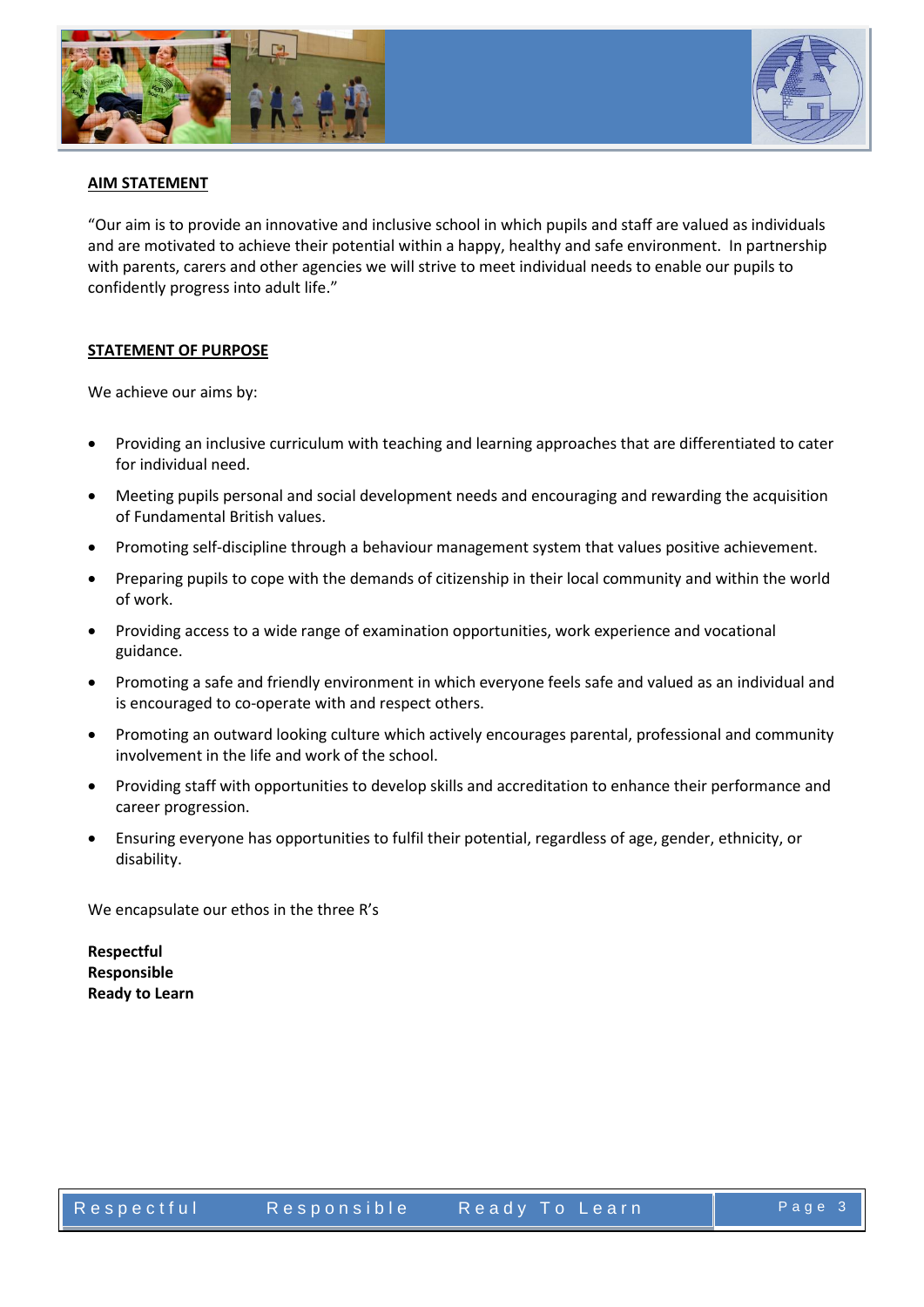## AIM STATEMENT

"Our aim is to provide an innovative and inclusive school in which pupils and staff are valued as individuals and are motivated to achieve their potential within a happy, healthy and safe environment. In partnership with parents, carers and other agencies we will strive to meet individual needs to enable our pupils to confidently progress into adult life."

## STATEMENT OF PURPOSE

We achieve our aims by:

- Providing an inclusive curriculum with teaching and learning approaches that are differentiated to cater for individual need.
- Meeting pupils personal and social development needs and encouraging and rewarding the acquisition of Fundamental British values.
- Promoting self-discipline through a behaviour management system that values positive achievement.
- Preparing pupils to cope with the demands of citizenship in their local community and within the world of work.
- Providing access to a wide range of examination opportunities, work experience and vocational guidance.
- Promoting a safe and friendly environment in which everyone feels safe and valued as an individual and is encouraged to co-operate with and respect others.
- Promoting an outward looking culture which actively encourages parental, professional and community involvement in the life and work of the school.
- Providing staff with opportunities to develop skills and accreditation to enhance their performance and career progression.
- Ensuring everyone has opportunities to fulfil their potential, regardless of age, gender, ethnicity, or disability.

We encapsulate our ethos in the three R's

**Respectful**
**Responsible**
**Ready to Learn**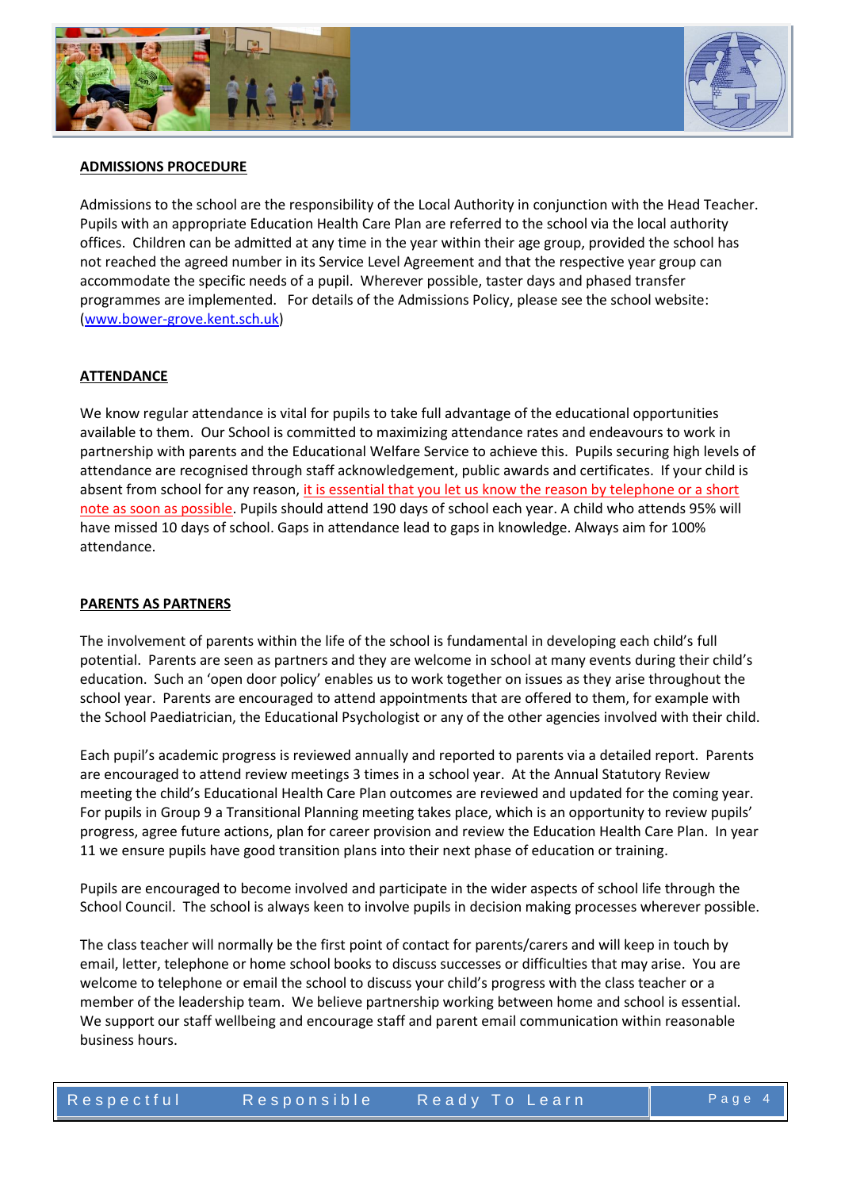## ADMISSIONS PROCEDURE

Admissions to the school are the responsibility of the Local Authority in conjunction with the Head Teacher. Pupils with an appropriate Education Health Care Plan are referred to the school via the local authority offices. Children can be admitted at any time in the year within their age group, provided the school has not reached the agreed number in its Service Level Agreement and that the respective year group can accommodate the specific needs of a pupil. Wherever possible, taster days and phased transfer programmes are implemented. For details of the Admissions Policy, please see the school website: (www.bower-grove.kent.sch.uk)

## ATTENDANCE

We know regular attendance is vital for pupils to take full advantage of the educational opportunities available to them. Our School is committed to maximizing attendance rates and endeavours to work in partnership with parents and the Educational Welfare Service to achieve this. Pupils securing high levels of attendance are recognised through staff acknowledgement, public awards and certificates. If your child is absent from school for any reason, it is essential that you let us know the reason by telephone or a short note as soon as possible. Pupils should attend 190 days of school each year. A child who attends 95% will have missed 10 days of school. Gaps in attendance lead to gaps in knowledge. Always aim for 100% attendance.

## PARENTS AS PARTNERS

The involvement of parents within the life of the school is fundamental in developing each child's full potential. Parents are seen as partners and they are welcome in school at many events during their child's education. Such an 'open door policy' enables us to work together on issues as they arise throughout the school year. Parents are encouraged to attend appointments that are offered to them, for example with the School Paediatrician, the Educational Psychologist or any of the other agencies involved with their child.

Each pupil's academic progress is reviewed annually and reported to parents via a detailed report. Parents are encouraged to attend review meetings 3 times in a school year. At the Annual Statutory Review meeting the child's Educational Health Care Plan outcomes are reviewed and updated for the coming year. For pupils in Group 9 a Transitional Planning meeting takes place, which is an opportunity to review pupils' progress, agree future actions, plan for career provision and review the Education Health Care Plan. In year 11 we ensure pupils have good transition plans into their next phase of education or training.

Pupils are encouraged to become involved and participate in the wider aspects of school life through the School Council. The school is always keen to involve pupils in decision making processes wherever possible.

The class teacher will normally be the first point of contact for parents/carers and will keep in touch by email, letter, telephone or home school books to discuss successes or difficulties that may arise. You are welcome to telephone or email the school to discuss your child's progress with the class teacher or a member of the leadership team. We believe partnership working between home and school is essential. We support our staff wellbeing and encourage staff and parent email communication within reasonable business hours.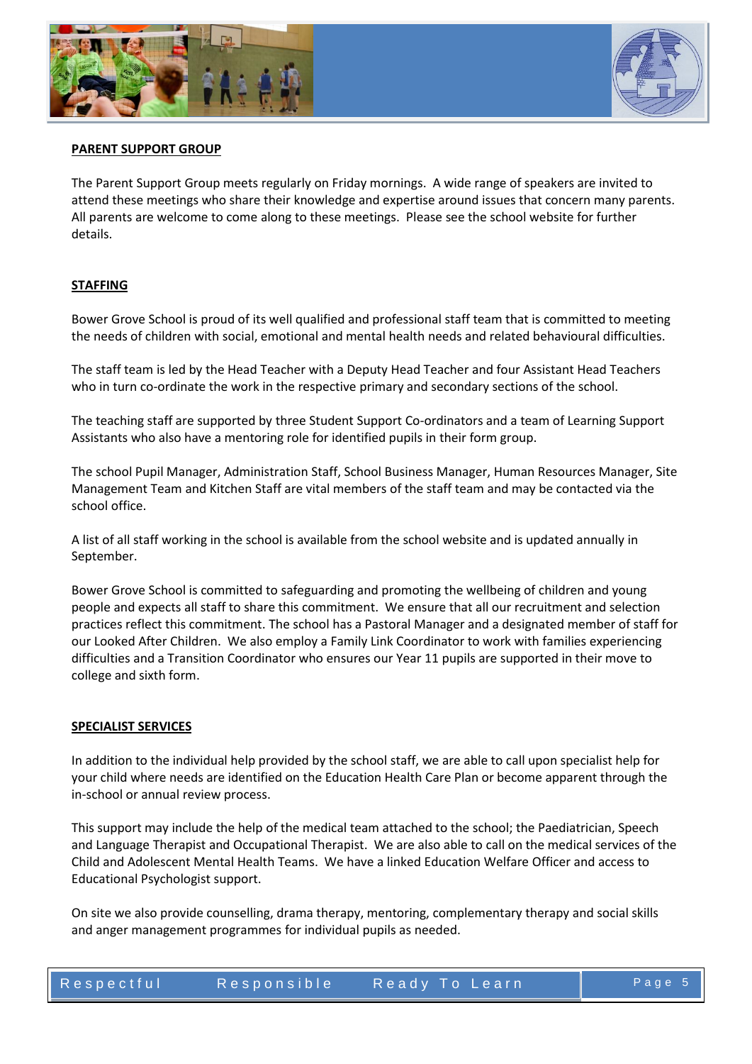## PARENT SUPPORT GROUP

The Parent Support Group meets regularly on Friday mornings. A wide range of speakers are invited to attend these meetings who share their knowledge and expertise around issues that concern many parents. All parents are welcome to come along to these meetings. Please see the school website for further details.

## STAFFING

Bower Grove School is proud of its well qualified and professional staff team that is committed to meeting the needs of children with social, emotional and mental health needs and related behavioural difficulties.

The staff team is led by the Head Teacher with a Deputy Head Teacher and four Assistant Head Teachers who in turn co-ordinate the work in the respective primary and secondary sections of the school.

The teaching staff are supported by three Student Support Co-ordinators and a team of Learning Support Assistants who also have a mentoring role for identified pupils in their form group.

The school Pupil Manager, Administration Staff, School Business Manager, Human Resources Manager, Site Management Team and Kitchen Staff are vital members of the staff team and may be contacted via the school office.

A list of all staff working in the school is available from the school website and is updated annually in September.

Bower Grove School is committed to safeguarding and promoting the wellbeing of children and young people and expects all staff to share this commitment. We ensure that all our recruitment and selection practices reflect this commitment. The school has a Pastoral Manager and a designated member of staff for our Looked After Children. We also employ a Family Link Coordinator to work with families experiencing difficulties and a Transition Coordinator who ensures our Year 11 pupils are supported in their move to college and sixth form.

## SPECIALIST SERVICES

In addition to the individual help provided by the school staff, we are able to call upon specialist help for your child where needs are identified on the Education Health Care Plan or become apparent through the in-school or annual review process.

This support may include the help of the medical team attached to the school; the Paediatrician, Speech and Language Therapist and Occupational Therapist. We are also able to call on the medical services of the Child and Adolescent Mental Health Teams. We have a linked Education Welfare Officer and access to Educational Psychologist support.

On site we also provide counselling, drama therapy, mentoring, complementary therapy and social skills and anger management programmes for individual pupils as needed.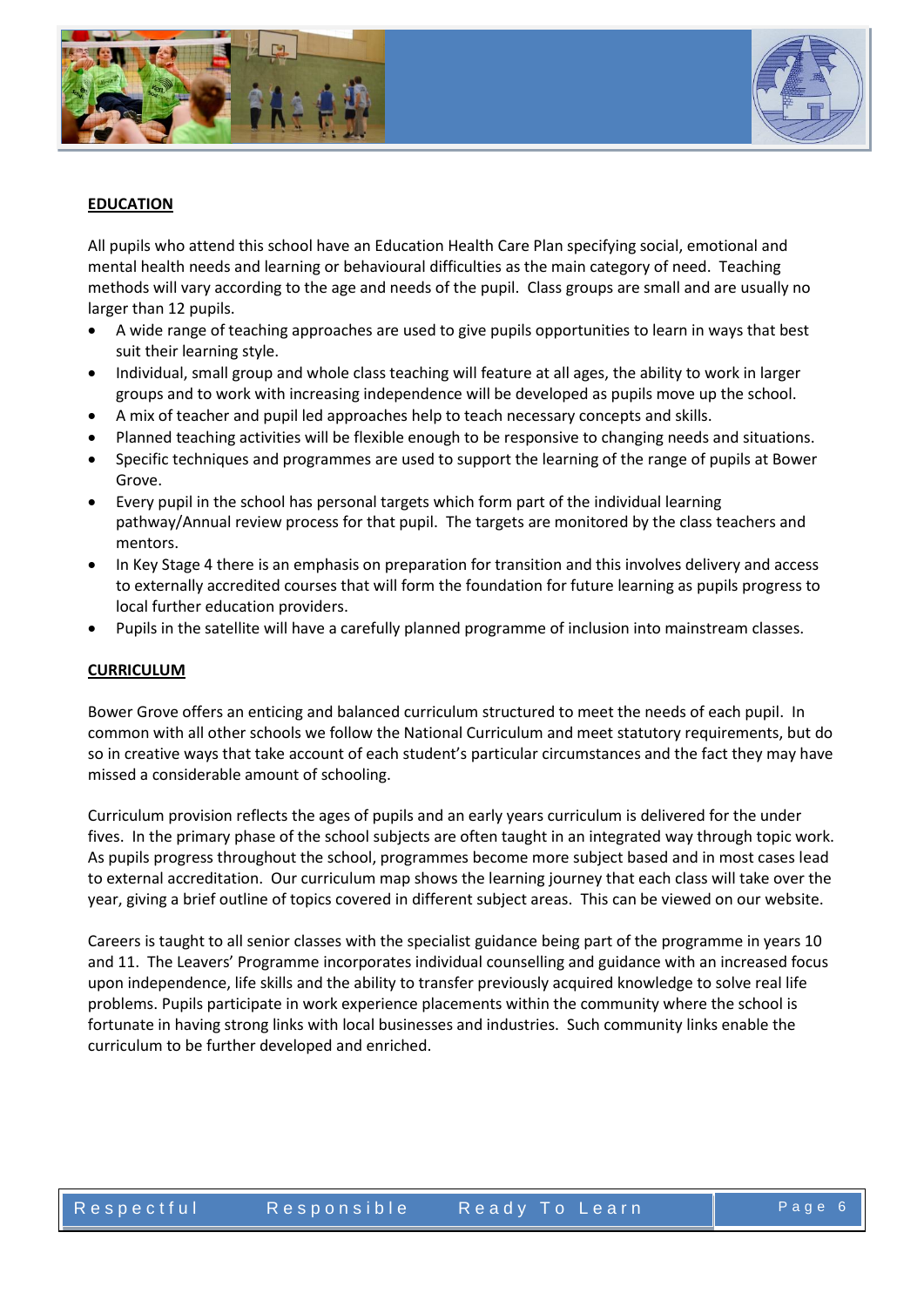## EDUCATION

All pupils who attend this school have an Education Health Care Plan specifying social, emotional and mental health needs and learning or behavioural difficulties as the main category of need. Teaching methods will vary according to the age and needs of the pupil. Class groups are small and are usually no larger than 12 pupils.

- A wide range of teaching approaches are used to give pupils opportunities to learn in ways that best suit their learning style.
- Individual, small group and whole class teaching will feature at all ages, the ability to work in larger groups and to work with increasing independence will be developed as pupils move up the school.
- A mix of teacher and pupil led approaches help to teach necessary concepts and skills.
- Planned teaching activities will be flexible enough to be responsive to changing needs and situations.
- Specific techniques and programmes are used to support the learning of the range of pupils at Bower Grove.
- Every pupil in the school has personal targets which form part of the individual learning pathway/Annual review process for that pupil. The targets are monitored by the class teachers and mentors.
- In Key Stage 4 there is an emphasis on preparation for transition and this involves delivery and access to externally accredited courses that will form the foundation for future learning as pupils progress to local further education providers.
- Pupils in the satellite will have a carefully planned programme of inclusion into mainstream classes.

## CURRICULUM

Bower Grove offers an enticing and balanced curriculum structured to meet the needs of each pupil. In common with all other schools we follow the National Curriculum and meet statutory requirements, but do so in creative ways that take account of each student's particular circumstances and the fact they may have missed a considerable amount of schooling.

Curriculum provision reflects the ages of pupils and an early years curriculum is delivered for the under fives. In the primary phase of the school subjects are often taught in an integrated way through topic work. As pupils progress throughout the school, programmes become more subject based and in most cases lead to external accreditation. Our curriculum map shows the learning journey that each class will take over the year, giving a brief outline of topics covered in different subject areas. This can be viewed on our website.

Careers is taught to all senior classes with the specialist guidance being part of the programme in years 10 and 11. The Leavers' Programme incorporates individual counselling and guidance with an increased focus upon independence, life skills and the ability to transfer previously acquired knowledge to solve real life problems. Pupils participate in work experience placements within the community where the school is fortunate in having strong links with local businesses and industries. Such community links enable the curriculum to be further developed and enriched.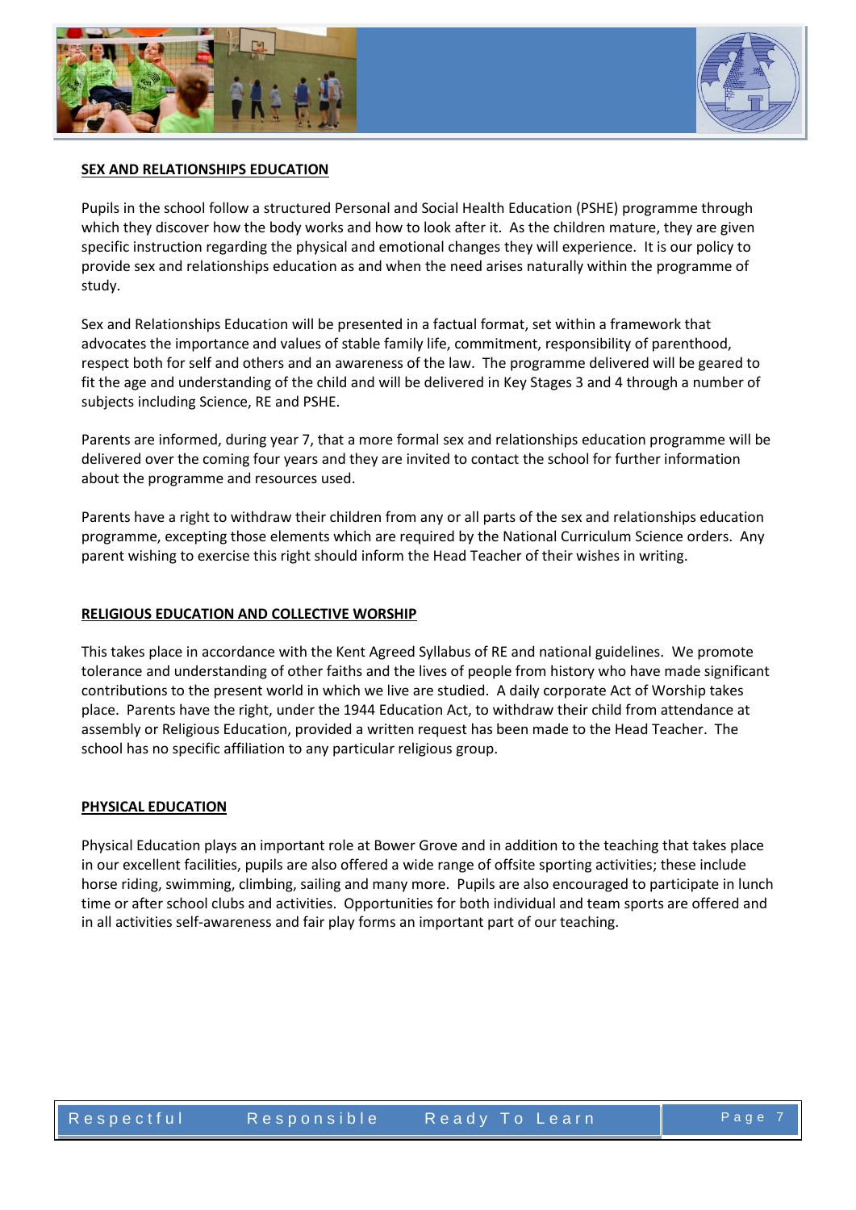## SEX AND RELATIONSHIPS EDUCATION

Pupils in the school follow a structured Personal and Social Health Education (PSHE) programme through which they discover how the body works and how to look after it. As the children mature, they are given specific instruction regarding the physical and emotional changes they will experience. It is our policy to provide sex and relationships education as and when the need arises naturally within the programme of study.

Sex and Relationships Education will be presented in a factual format, set within a framework that advocates the importance and values of stable family life, commitment, responsibility of parenthood, respect both for self and others and an awareness of the law. The programme delivered will be geared to fit the age and understanding of the child and will be delivered in Key Stages 3 and 4 through a number of subjects including Science, RE and PSHE.

Parents are informed, during year 7, that a more formal sex and relationships education programme will be delivered over the coming four years and they are invited to contact the school for further information about the programme and resources used.

Parents have a right to withdraw their children from any or all parts of the sex and relationships education programme, excepting those elements which are required by the National Curriculum Science orders. Any parent wishing to exercise this right should inform the Head Teacher of their wishes in writing.

## RELIGIOUS EDUCATION AND COLLECTIVE WORSHIP

This takes place in accordance with the Kent Agreed Syllabus of RE and national guidelines. We promote tolerance and understanding of other faiths and the lives of people from history who have made significant contributions to the present world in which we live are studied. A daily corporate Act of Worship takes place. Parents have the right, under the 1944 Education Act, to withdraw their child from attendance at assembly or Religious Education, provided a written request has been made to the Head Teacher. The school has no specific affiliation to any particular religious group.

## PHYSICAL EDUCATION

Physical Education plays an important role at Bower Grove and in addition to the teaching that takes place in our excellent facilities, pupils are also offered a wide range of offsite sporting activities; these include horse riding, swimming, climbing, sailing and many more. Pupils are also encouraged to participate in lunch time or after school clubs and activities. Opportunities for both individual and team sports are offered and in all activities self-awareness and fair play forms an important part of our teaching.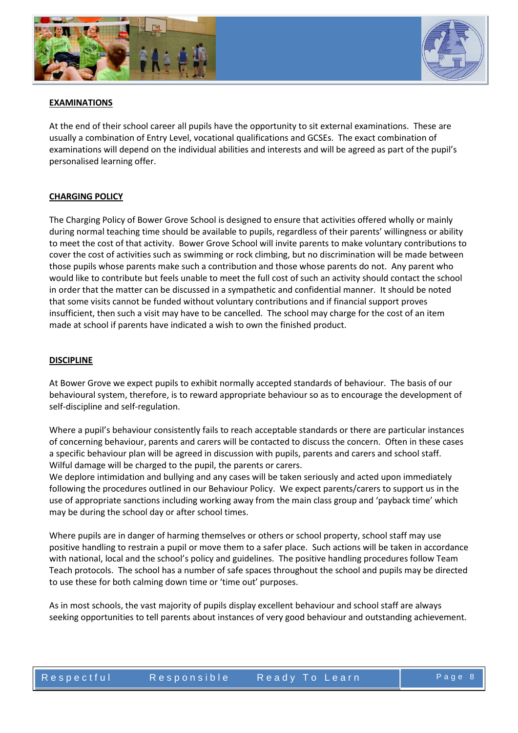## EXAMINATIONS

At the end of their school career all pupils have the opportunity to sit external examinations. These are usually a combination of Entry Level, vocational qualifications and GCSEs. The exact combination of examinations will depend on the individual abilities and interests and will be agreed as part of the pupil's personalised learning offer.

## CHARGING POLICY

The Charging Policy of Bower Grove School is designed to ensure that activities offered wholly or mainly during normal teaching time should be available to pupils, regardless of their parents' willingness or ability to meet the cost of that activity. Bower Grove School will invite parents to make voluntary contributions to cover the cost of activities such as swimming or rock climbing, but no discrimination will be made between those pupils whose parents make such a contribution and those whose parents do not. Any parent who would like to contribute but feels unable to meet the full cost of such an activity should contact the school in order that the matter can be discussed in a sympathetic and confidential manner. It should be noted that some visits cannot be funded without voluntary contributions and if financial support proves insufficient, then such a visit may have to be cancelled. The school may charge for the cost of an item made at school if parents have indicated a wish to own the finished product.

## DISCIPLINE

At Bower Grove we expect pupils to exhibit normally accepted standards of behaviour. The basis of our behavioural system, therefore, is to reward appropriate behaviour so as to encourage the development of self-discipline and self-regulation.

Where a pupil's behaviour consistently fails to reach acceptable standards or there are particular instances of concerning behaviour, parents and carers will be contacted to discuss the concern. Often in these cases a specific behaviour plan will be agreed in discussion with pupils, parents and carers and school staff. Wilful damage will be charged to the pupil, the parents or carers.
We deplore intimidation and bullying and any cases will be taken seriously and acted upon immediately following the procedures outlined in our Behaviour Policy. We expect parents/carers to support us in the use of appropriate sanctions including working away from the main class group and 'payback time' which may be during the school day or after school times.

Where pupils are in danger of harming themselves or others or school property, school staff may use positive handling to restrain a pupil or move them to a safer place. Such actions will be taken in accordance with national, local and the school's policy and guidelines. The positive handling procedures follow Team Teach protocols. The school has a number of safe spaces throughout the school and pupils may be directed to use these for both calming down time or 'time out' purposes.

As in most schools, the vast majority of pupils display excellent behaviour and school staff are always seeking opportunities to tell parents about instances of very good behaviour and outstanding achievement.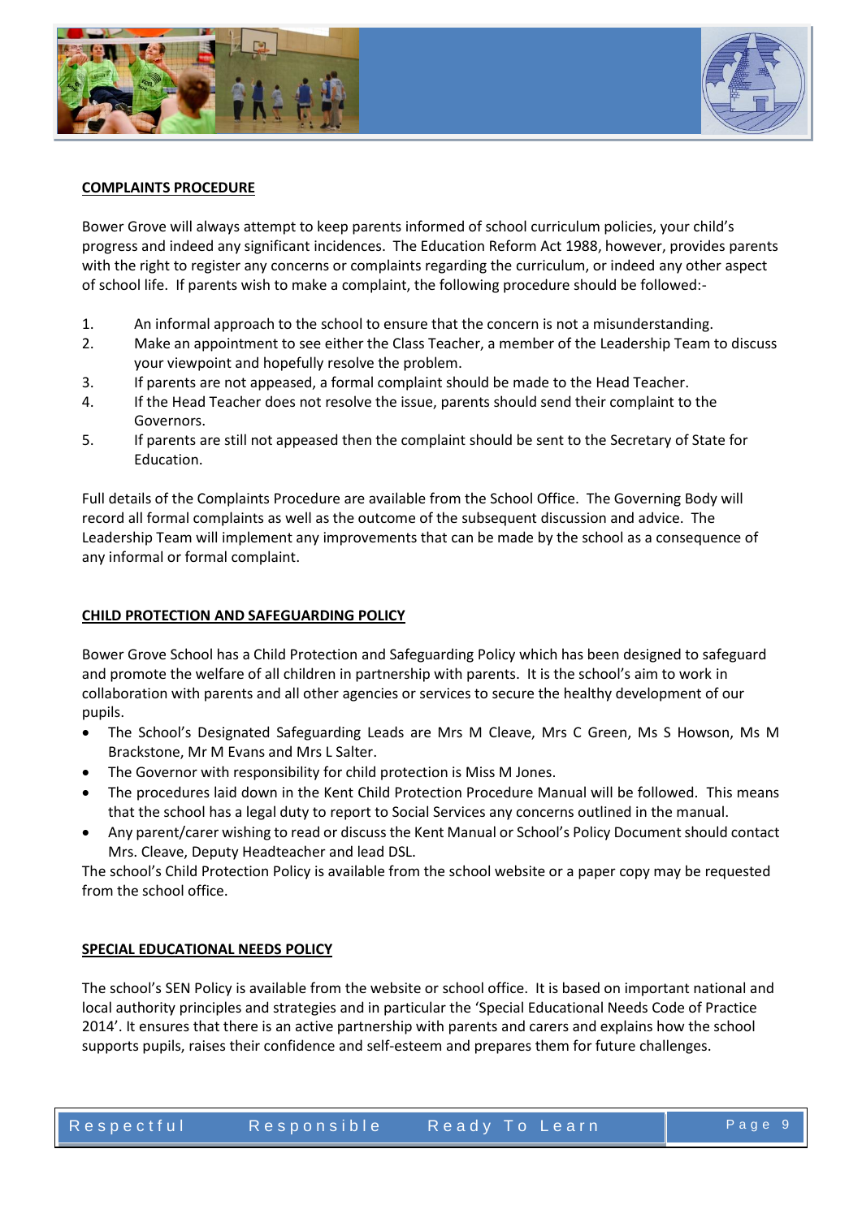## COMPLAINTS PROCEDURE

Bower Grove will always attempt to keep parents informed of school curriculum policies, your child's progress and indeed any significant incidences. The Education Reform Act 1988, however, provides parents with the right to register any concerns or complaints regarding the curriculum, or indeed any other aspect of school life. If parents wish to make a complaint, the following procedure should be followed:-

1. An informal approach to the school to ensure that the concern is not a misunderstanding.
2. Make an appointment to see either the Class Teacher, a member of the Leadership Team to discuss your viewpoint and hopefully resolve the problem.
3. If parents are not appeased, a formal complaint should be made to the Head Teacher.
4. If the Head Teacher does not resolve the issue, parents should send their complaint to the Governors.
5. If parents are still not appeased then the complaint should be sent to the Secretary of State for Education.

Full details of the Complaints Procedure are available from the School Office. The Governing Body will record all formal complaints as well as the outcome of the subsequent discussion and advice. The Leadership Team will implement any improvements that can be made by the school as a consequence of any informal or formal complaint.

## CHILD PROTECTION AND SAFEGUARDING POLICY

Bower Grove School has a Child Protection and Safeguarding Policy which has been designed to safeguard and promote the welfare of all children in partnership with parents. It is the school's aim to work in collaboration with parents and all other agencies or services to secure the healthy development of our pupils.

- The School's Designated Safeguarding Leads are Mrs M Cleave, Mrs C Green, Ms S Howson, Ms M Brackstone, Mr M Evans and Mrs L Salter.
- The Governor with responsibility for child protection is Miss M Jones.
- The procedures laid down in the Kent Child Protection Procedure Manual will be followed. This means that the school has a legal duty to report to Social Services any concerns outlined in the manual.
- Any parent/carer wishing to read or discuss the Kent Manual or School's Policy Document should contact Mrs. Cleave, Deputy Headteacher and lead DSL.

The school's Child Protection Policy is available from the school website or a paper copy may be requested from the school office.

## SPECIAL EDUCATIONAL NEEDS POLICY

The school's SEN Policy is available from the website or school office. It is based on important national and local authority principles and strategies and in particular the 'Special Educational Needs Code of Practice 2014'. It ensures that there is an active partnership with parents and carers and explains how the school supports pupils, raises their confidence and self-esteem and prepares them for future challenges.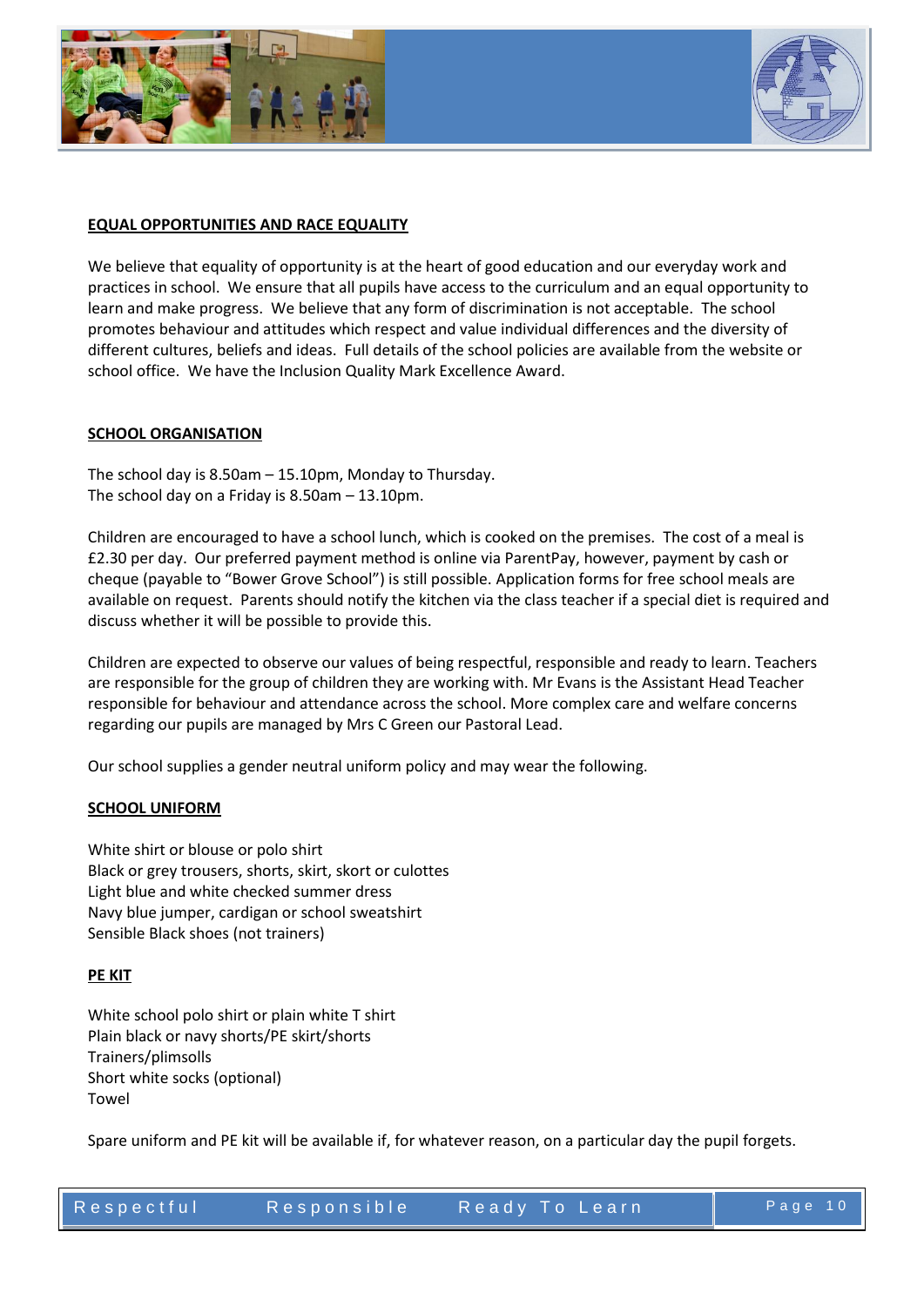## EQUAL OPPORTUNITIES AND RACE EQUALITY

We believe that equality of opportunity is at the heart of good education and our everyday work and practices in school. We ensure that all pupils have access to the curriculum and an equal opportunity to learn and make progress. We believe that any form of discrimination is not acceptable. The school promotes behaviour and attitudes which respect and value individual differences and the diversity of different cultures, beliefs and ideas. Full details of the school policies are available from the website or school office. We have the Inclusion Quality Mark Excellence Award.

## SCHOOL ORGANISATION

The school day is 8.50am – 15.10pm, Monday to Thursday.
The school day on a Friday is 8.50am – 13.10pm.

Children are encouraged to have a school lunch, which is cooked on the premises. The cost of a meal is £2.30 per day. Our preferred payment method is online via ParentPay, however, payment by cash or cheque (payable to "Bower Grove School") is still possible. Application forms for free school meals are available on request. Parents should notify the kitchen via the class teacher if a special diet is required and discuss whether it will be possible to provide this.

Children are expected to observe our values of being respectful, responsible and ready to learn. Teachers are responsible for the group of children they are working with. Mr Evans is the Assistant Head Teacher responsible for behaviour and attendance across the school. More complex care and welfare concerns regarding our pupils are managed by Mrs C Green our Pastoral Lead.

Our school supplies a gender neutral uniform policy and may wear the following.

## SCHOOL UNIFORM

White shirt or blouse or polo shirt
Black or grey trousers, shorts, skirt, skort or culottes
Light blue and white checked summer dress
Navy blue jumper, cardigan or school sweatshirt
Sensible Black shoes (not trainers)

## PE KIT

White school polo shirt or plain white T shirt
Plain black or navy shorts/PE skirt/shorts
Trainers/plimsolls
Short white socks (optional)
Towel

Spare uniform and PE kit will be available if, for whatever reason, on a particular day the pupil forgets.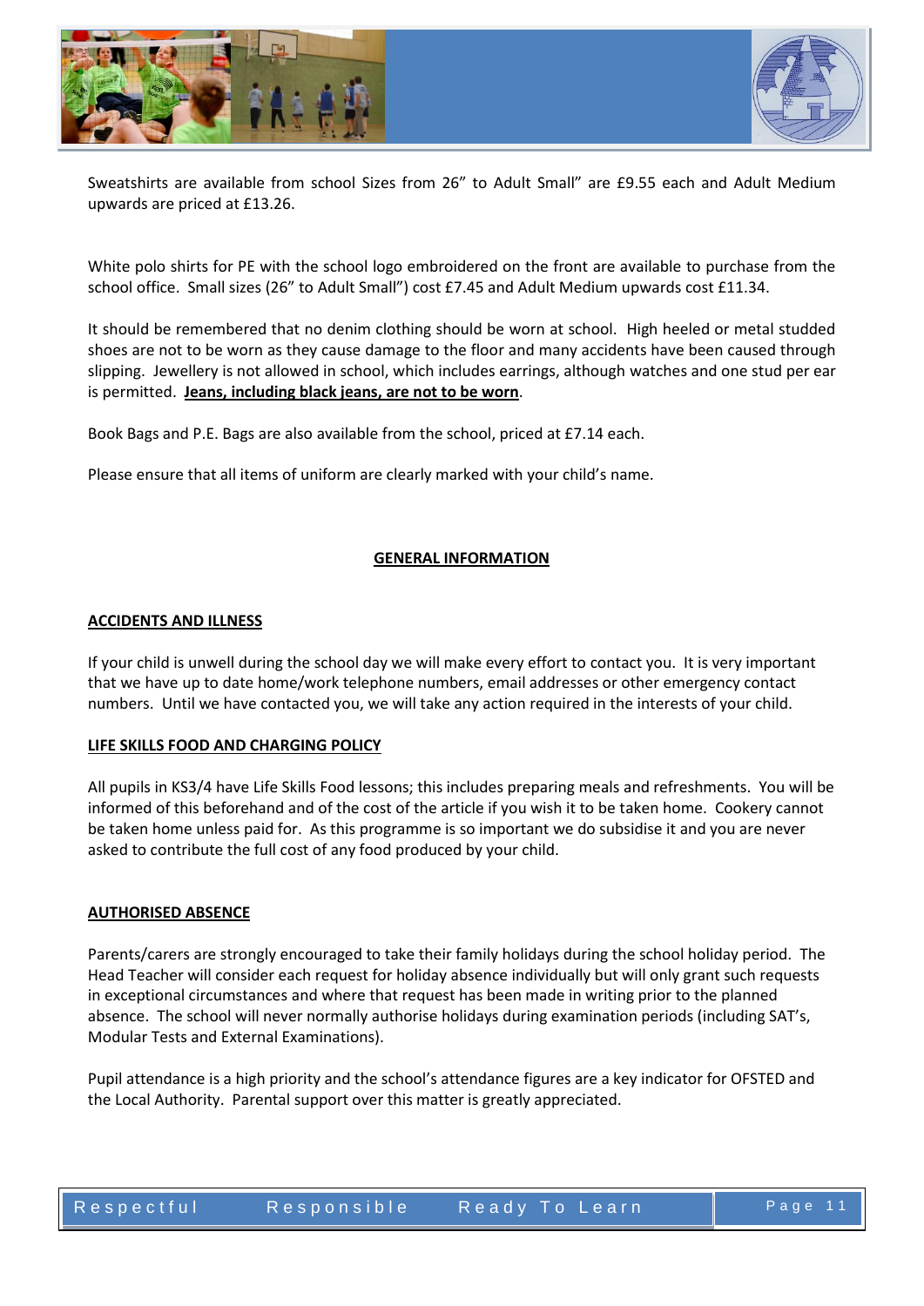Sweatshirts are available from school Sizes from 26" to Adult Small" are £9.55 each and Adult Medium upwards are priced at £13.26.

White polo shirts for PE with the school logo embroidered on the front are available to purchase from the school office. Small sizes (26" to Adult Small") cost £7.45 and Adult Medium upwards cost £11.34.

It should be remembered that no denim clothing should be worn at school. High heeled or metal studded shoes are not to be worn as they cause damage to the floor and many accidents have been caused through slipping. Jewellery is not allowed in school, which includes earrings, although watches and one stud per ear is permitted. **Jeans, including black jeans, are not to be worn**.

Book Bags and P.E. Bags are also available from the school, priced at £7.14 each.

Please ensure that all items of uniform are clearly marked with your child's name.

## GENERAL INFORMATION

### ACCIDENTS AND ILLNESS

If your child is unwell during the school day we will make every effort to contact you. It is very important that we have up to date home/work telephone numbers, email addresses or other emergency contact numbers. Until we have contacted you, we will take any action required in the interests of your child.

### LIFE SKILLS FOOD AND CHARGING POLICY

All pupils in KS3/4 have Life Skills Food lessons; this includes preparing meals and refreshments. You will be informed of this beforehand and of the cost of the article if you wish it to be taken home. Cookery cannot be taken home unless paid for. As this programme is so important we do subsidise it and you are never asked to contribute the full cost of any food produced by your child.

### AUTHORISED ABSENCE

Parents/carers are strongly encouraged to take their family holidays during the school holiday period. The Head Teacher will consider each request for holiday absence individually but will only grant such requests in exceptional circumstances and where that request has been made in writing prior to the planned absence. The school will never normally authorise holidays during examination periods (including SAT's, Modular Tests and External Examinations).

Pupil attendance is a high priority and the school's attendance figures are a key indicator for OFSTED and the Local Authority. Parental support over this matter is greatly appreciated.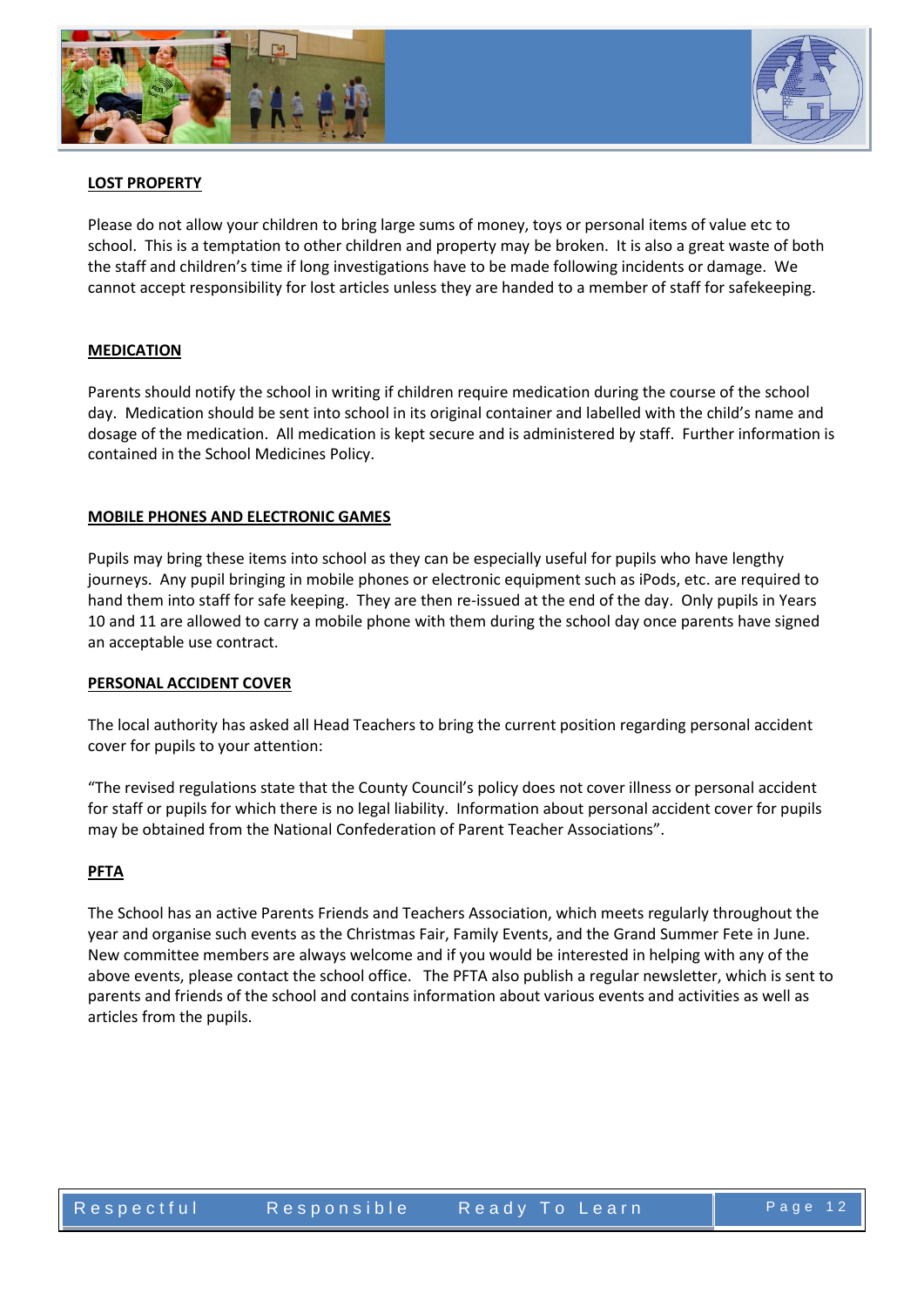## LOST PROPERTY

Please do not allow your children to bring large sums of money, toys or personal items of value etc to school. This is a temptation to other children and property may be broken. It is also a great waste of both the staff and children's time if long investigations have to be made following incidents or damage. We cannot accept responsibility for lost articles unless they are handed to a member of staff for safekeeping.

## MEDICATION

Parents should notify the school in writing if children require medication during the course of the school day. Medication should be sent into school in its original container and labelled with the child's name and dosage of the medication. All medication is kept secure and is administered by staff. Further information is contained in the School Medicines Policy.

## MOBILE PHONES AND ELECTRONIC GAMES

Pupils may bring these items into school as they can be especially useful for pupils who have lengthy journeys. Any pupil bringing in mobile phones or electronic equipment such as iPods, etc. are required to hand them into staff for safe keeping. They are then re-issued at the end of the day. Only pupils in Years 10 and 11 are allowed to carry a mobile phone with them during the school day once parents have signed an acceptable use contract.

## PERSONAL ACCIDENT COVER

The local authority has asked all Head Teachers to bring the current position regarding personal accident cover for pupils to your attention:

"The revised regulations state that the County Council's policy does not cover illness or personal accident for staff or pupils for which there is no legal liability. Information about personal accident cover for pupils may be obtained from the National Confederation of Parent Teacher Associations".

## PFTA

The School has an active Parents Friends and Teachers Association, which meets regularly throughout the year and organise such events as the Christmas Fair, Family Events, and the Grand Summer Fete in June. New committee members are always welcome and if you would be interested in helping with any of the above events, please contact the school office. The PFTA also publish a regular newsletter, which is sent to parents and friends of the school and contains information about various events and activities as well as articles from the pupils.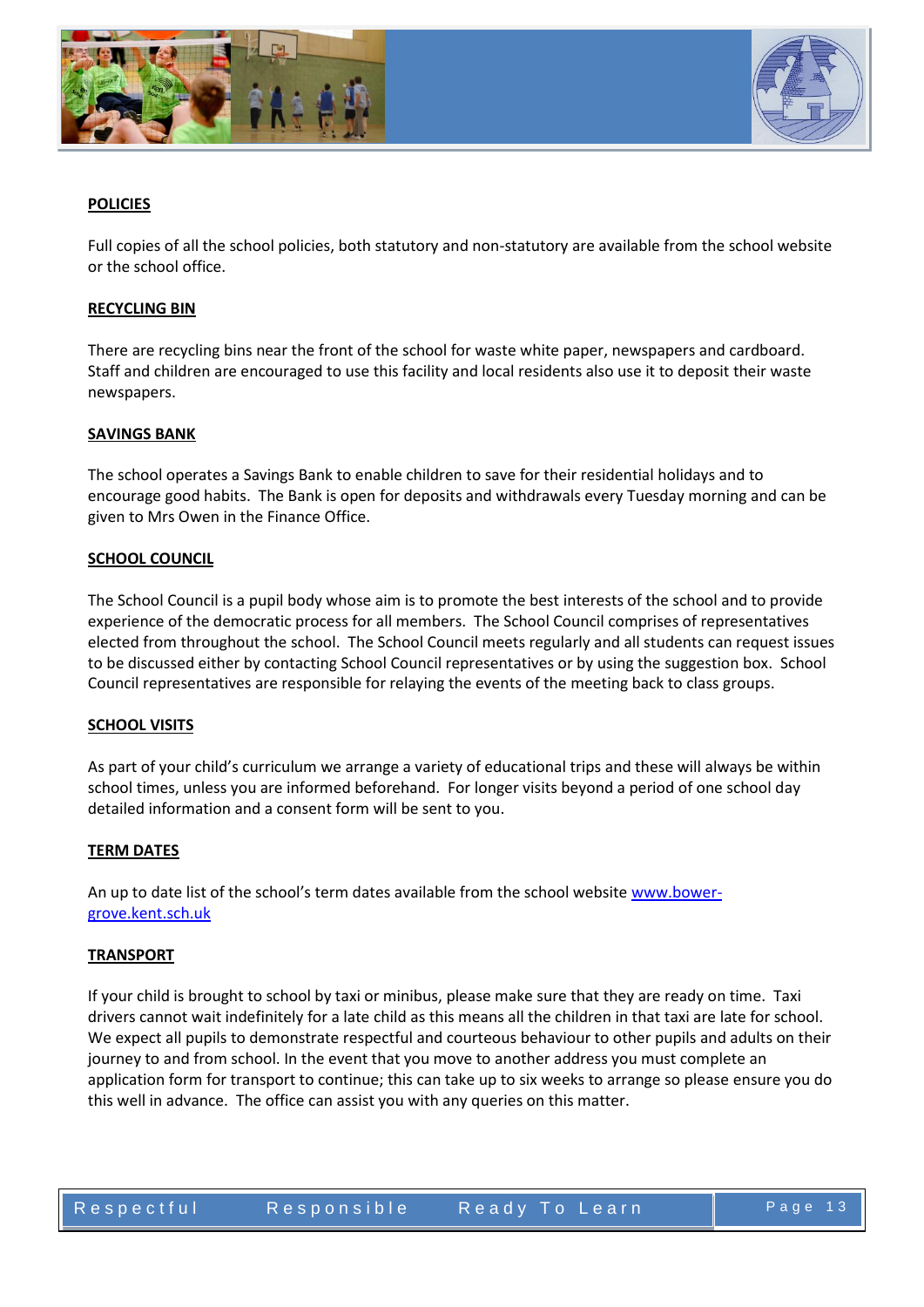## POLICIES

Full copies of all the school policies, both statutory and non-statutory are available from the school website or the school office.

## RECYCLING BIN

There are recycling bins near the front of the school for waste white paper, newspapers and cardboard. Staff and children are encouraged to use this facility and local residents also use it to deposit their waste newspapers.

## SAVINGS BANK

The school operates a Savings Bank to enable children to save for their residential holidays and to encourage good habits. The Bank is open for deposits and withdrawals every Tuesday morning and can be given to Mrs Owen in the Finance Office.

## SCHOOL COUNCIL

The School Council is a pupil body whose aim is to promote the best interests of the school and to provide experience of the democratic process for all members. The School Council comprises of representatives elected from throughout the school. The School Council meets regularly and all students can request issues to be discussed either by contacting School Council representatives or by using the suggestion box. School Council representatives are responsible for relaying the events of the meeting back to class groups.

## SCHOOL VISITS

As part of your child's curriculum we arrange a variety of educational trips and these will always be within school times, unless you are informed beforehand. For longer visits beyond a period of one school day detailed information and a consent form will be sent to you.

## TERM DATES

An up to date list of the school's term dates available from the school website www.bower-grove.kent.sch.uk

## TRANSPORT

If your child is brought to school by taxi or minibus, please make sure that they are ready on time. Taxi drivers cannot wait indefinitely for a late child as this means all the children in that taxi are late for school. We expect all pupils to demonstrate respectful and courteous behaviour to other pupils and adults on their journey to and from school. In the event that you move to another address you must complete an application form for transport to continue; this can take up to six weeks to arrange so please ensure you do this well in advance. The office can assist you with any queries on this matter.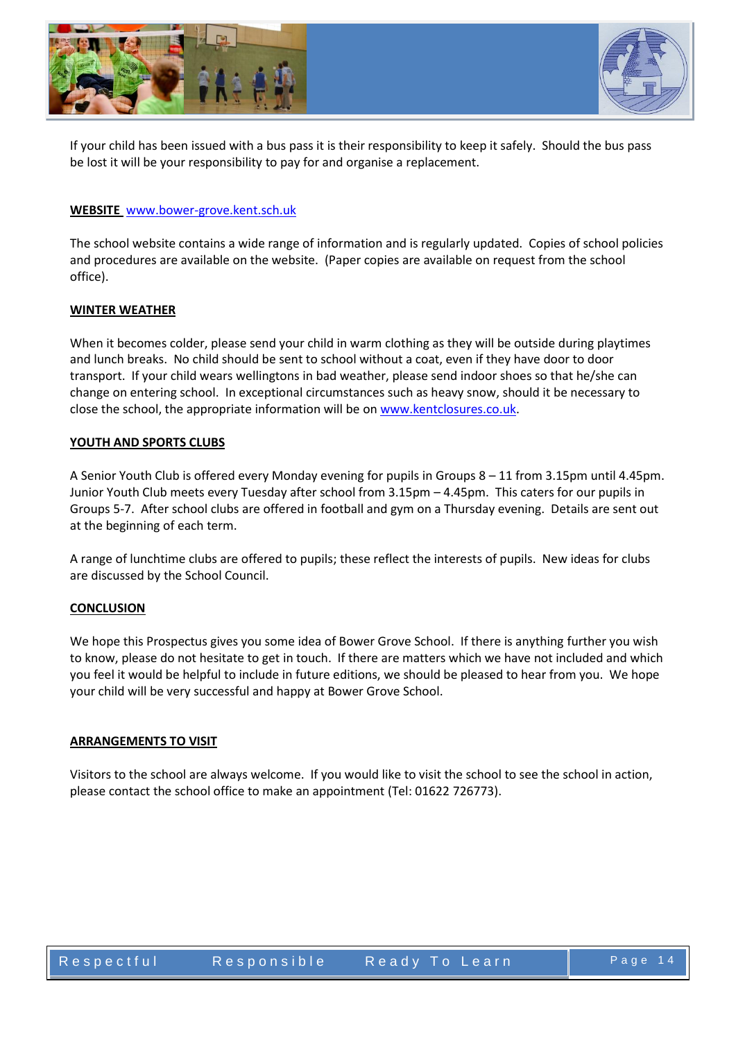If your child has been issued with a bus pass it is their responsibility to keep it safely. Should the bus pass be lost it will be your responsibility to pay for and organise a replacement.

**WEBSITE** www.bower-grove.kent.sch.uk

The school website contains a wide range of information and is regularly updated. Copies of school policies and procedures are available on the website. (Paper copies are available on request from the school office).

**WINTER WEATHER**

When it becomes colder, please send your child in warm clothing as they will be outside during playtimes and lunch breaks. No child should be sent to school without a coat, even if they have door to door transport. If your child wears wellingtons in bad weather, please send indoor shoes so that he/she can change on entering school. In exceptional circumstances such as heavy snow, should it be necessary to close the school, the appropriate information will be on www.kentclosures.co.uk.

**YOUTH AND SPORTS CLUBS**

A Senior Youth Club is offered every Monday evening for pupils in Groups 8 – 11 from 3.15pm until 4.45pm. Junior Youth Club meets every Tuesday after school from 3.15pm – 4.45pm. This caters for our pupils in Groups 5-7. After school clubs are offered in football and gym on a Thursday evening. Details are sent out at the beginning of each term.

A range of lunchtime clubs are offered to pupils; these reflect the interests of pupils. New ideas for clubs are discussed by the School Council.

**CONCLUSION**

We hope this Prospectus gives you some idea of Bower Grove School. If there is anything further you wish to know, please do not hesitate to get in touch. If there are matters which we have not included and which you feel it would be helpful to include in future editions, we should be pleased to hear from you. We hope your child will be very successful and happy at Bower Grove School.

**ARRANGEMENTS TO VISIT**

Visitors to the school are always welcome. If you would like to visit the school to see the school in action, please contact the school office to make an appointment (Tel: 01622 726773).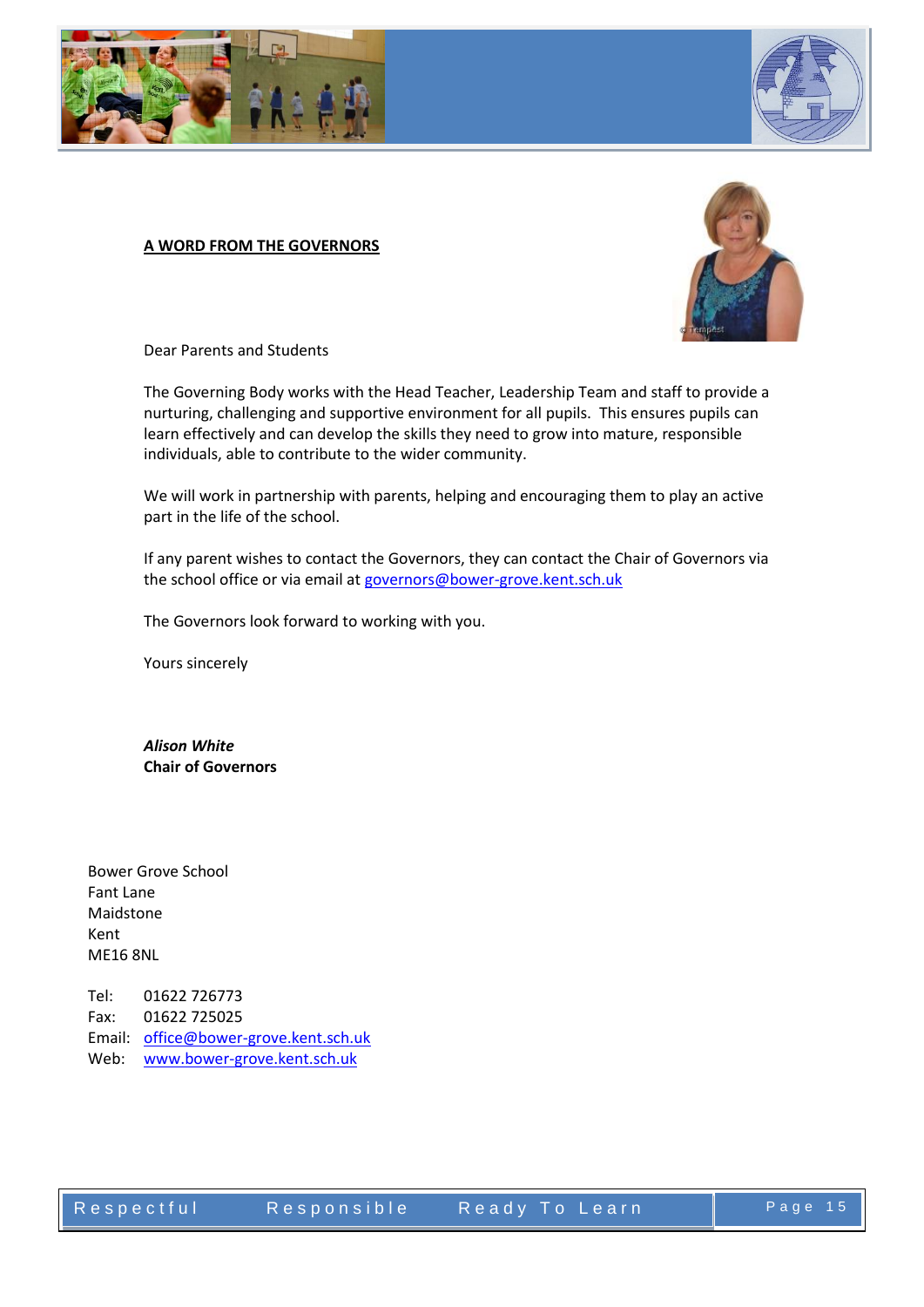## A WORD FROM THE GOVERNORS

Dear Parents and Students

The Governing Body works with the Head Teacher, Leadership Team and staff to provide a nurturing, challenging and supportive environment for all pupils. This ensures pupils can learn effectively and can develop the skills they need to grow into mature, responsible individuals, able to contribute to the wider community.

We will work in partnership with parents, helping and encouraging them to play an active part in the life of the school.

If any parent wishes to contact the Governors, they can contact the Chair of Governors via the school office or via email at governors@bower-grove.kent.sch.uk

The Governors look forward to working with you.

Yours sincerely

***Alison White***
**Chair of Governors**

Bower Grove School
Fant Lane
Maidstone
Kent
ME16 8NL

Tel: 01622 726773
Fax: 01622 725025
Email: office@bower-grove.kent.sch.uk
Web: www.bower-grove.kent.sch.uk